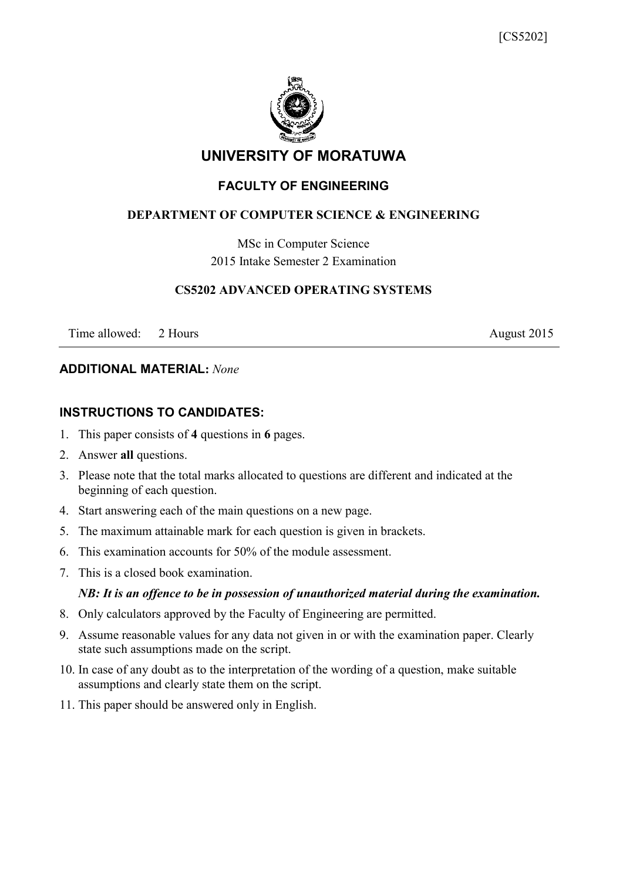[CS5202]

# UNIVERSITY OF MORATUWA

## FACULTY OF ENGINEERING

### DEPARTMENT OF COMPUTER SCIENCE & ENGINEERING

MSc in Computer Science
2015 Intake Semester 2 Examination

### CS5202 ADVANCED OPERATING SYSTEMS

Time allowed: 2 Hours — August 2015

---

**ADDITIONAL MATERIAL:** *None*

**INSTRUCTIONS TO CANDIDATES:**

1. This paper consists of **4** questions in **6** pages.
2. Answer **all** questions.
3. Please note that the total marks allocated to questions are different and indicated at the beginning of each question.
4. Start answering each of the main questions on a new page.
5. The maximum attainable mark for each question is given in brackets.
6. This examination accounts for 50% of the module assessment.
7. This is a closed book examination.

   ***NB: It is an offence to be in possession of unauthorized material during the examination.***
8. Only calculators approved by the Faculty of Engineering are permitted.
9. Assume reasonable values for any data not given in or with the examination paper. Clearly state such assumptions made on the script.
10. In case of any doubt as to the interpretation of the wording of a question, make suitable assumptions and clearly state them on the script.
11. This paper should be answered only in English.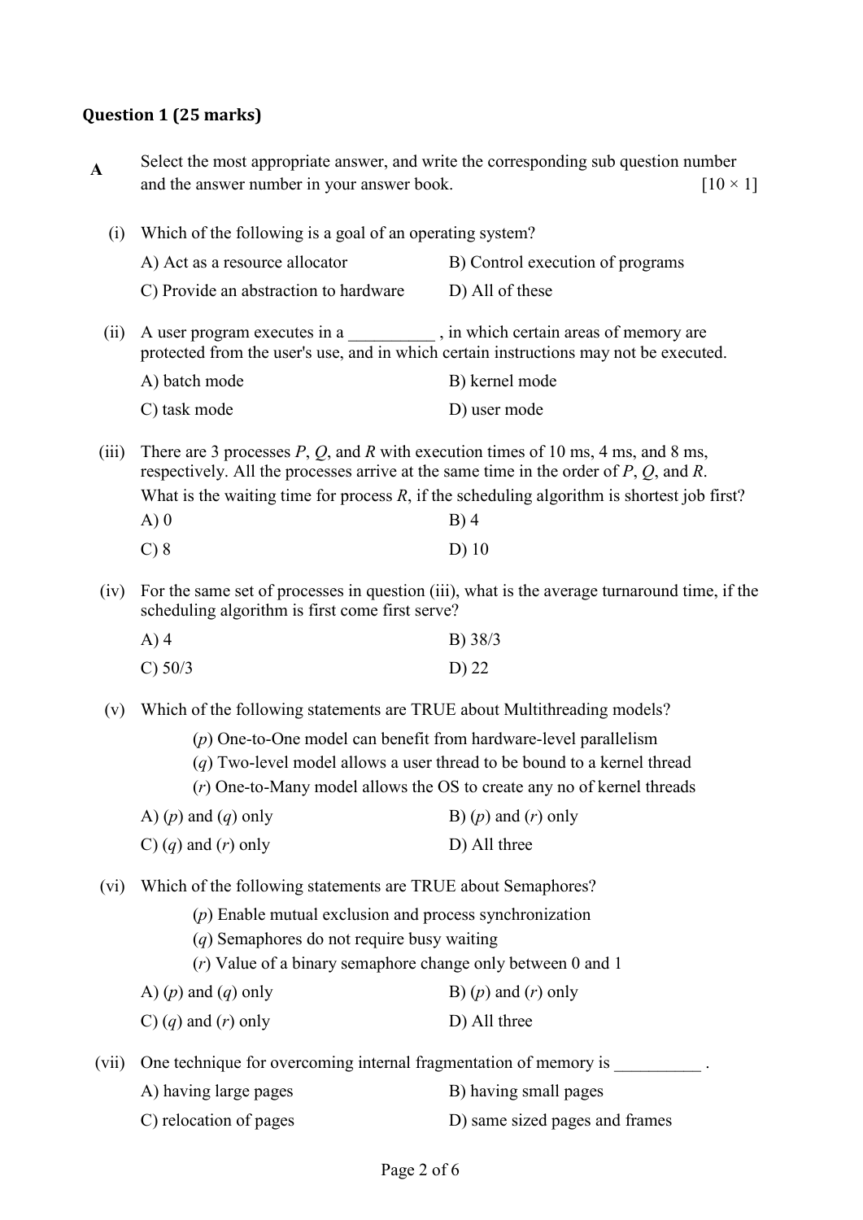**Question 1 (25 marks)**

**A** Select the most appropriate answer, and write the corresponding sub question number and the answer number in your answer book. [10 × 1]

(i) Which of the following is a goal of an operating system?

A) Act as a resource allocator
B) Control execution of programs
C) Provide an abstraction to hardware
D) All of these

(ii) A user program executes in a __________ , in which certain areas of memory are protected from the user's use, and in which certain instructions may not be executed.

A) batch mode
B) kernel mode
C) task mode
D) user mode

(iii) There are 3 processes *P*, *Q*, and *R* with execution times of 10 ms, 4 ms, and 8 ms, respectively. All the processes arrive at the same time in the order of *P*, *Q*, and *R*. What is the waiting time for process *R*, if the scheduling algorithm is shortest job first?

A) 0
B) 4
C) 8
D) 10

(iv) For the same set of processes in question (iii), what is the average turnaround time, if the scheduling algorithm is first come first serve?

A) 4
B) 38/3
C) 50/3
D) 22

(v) Which of the following statements are TRUE about Multithreading models?

(*p*) One-to-One model can benefit from hardware-level parallelism
(*q*) Two-level model allows a user thread to be bound to a kernel thread
(*r*) One-to-Many model allows the OS to create any no of kernel threads

A) (*p*) and (*q*) only
B) (*p*) and (*r*) only
C) (*q*) and (*r*) only
D) All three

(vi) Which of the following statements are TRUE about Semaphores?

(*p*) Enable mutual exclusion and process synchronization
(*q*) Semaphores do not require busy waiting
(*r*) Value of a binary semaphore change only between 0 and 1

A) (*p*) and (*q*) only
B) (*p*) and (*r*) only
C) (*q*) and (*r*) only
D) All three

(vii) One technique for overcoming internal fragmentation of memory is __________ .

A) having large pages
B) having small pages
C) relocation of pages
D) same sized pages and frames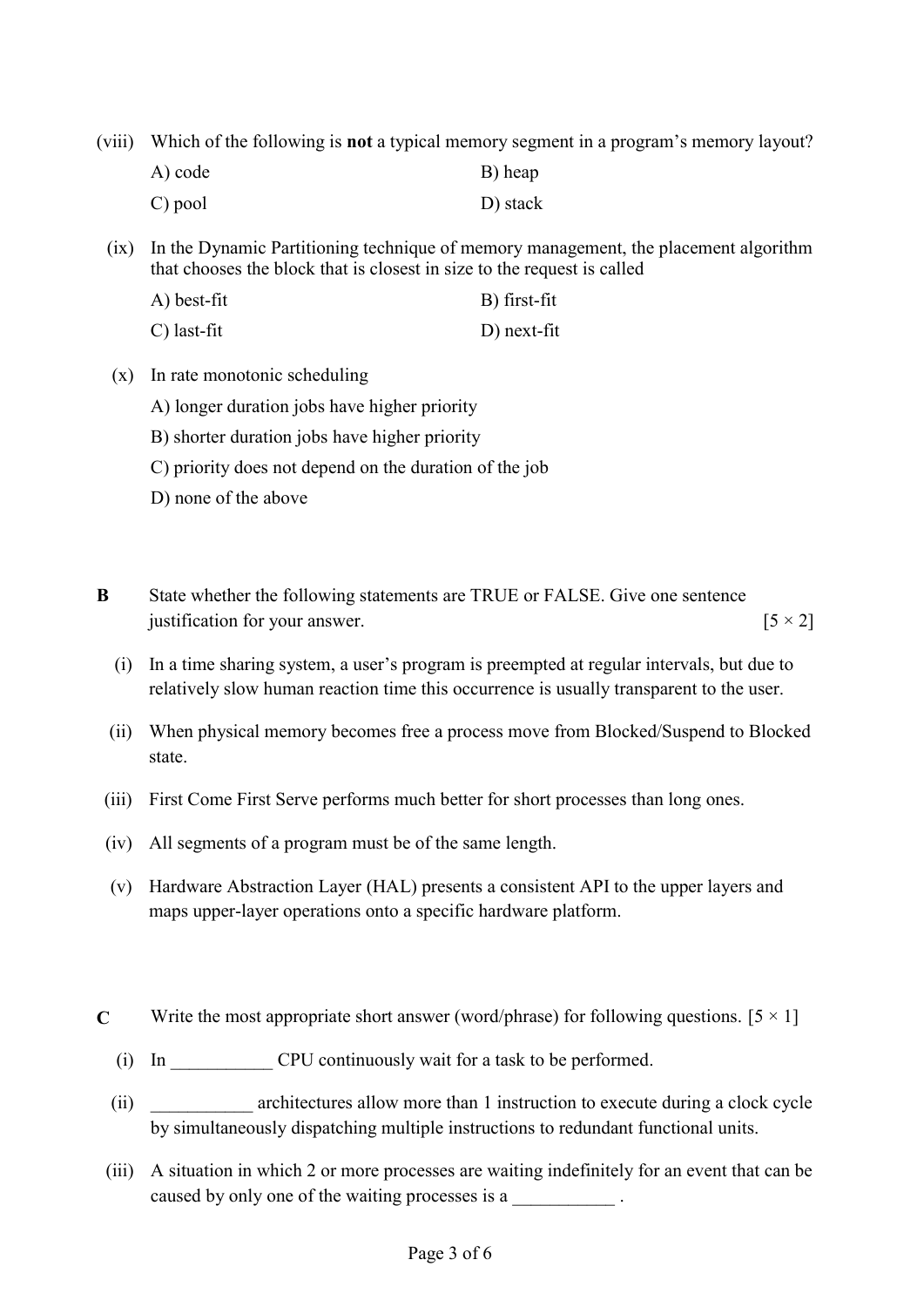(viii) Which of the following is **not** a typical memory segment in a program's memory layout?

A) code
B) heap
C) pool
D) stack

(ix) In the Dynamic Partitioning technique of memory management, the placement algorithm that chooses the block that is closest in size to the request is called

A) best-fit
B) first-fit
C) last-fit
D) next-fit

(x) In rate monotonic scheduling

A) longer duration jobs have higher priority
B) shorter duration jobs have higher priority
C) priority does not depend on the duration of the job
D) none of the above

**B** State whether the following statements are TRUE or FALSE. Give one sentence justification for your answer. [5 × 2]

(i) In a time sharing system, a user's program is preempted at regular intervals, but due to relatively slow human reaction time this occurrence is usually transparent to the user.

(ii) When physical memory becomes free a process move from Blocked/Suspend to Blocked state.

(iii) First Come First Serve performs much better for short processes than long ones.

(iv) All segments of a program must be of the same length.

(v) Hardware Abstraction Layer (HAL) presents a consistent API to the upper layers and maps upper-layer operations onto a specific hardware platform.

**C** Write the most appropriate short answer (word/phrase) for following questions. [5 × 1]

(i) In ___________ CPU continuously wait for a task to be performed.

(ii) ___________ architectures allow more than 1 instruction to execute during a clock cycle by simultaneously dispatching multiple instructions to redundant functional units.

(iii) A situation in which 2 or more processes are waiting indefinitely for an event that can be caused by only one of the waiting processes is a ___________ .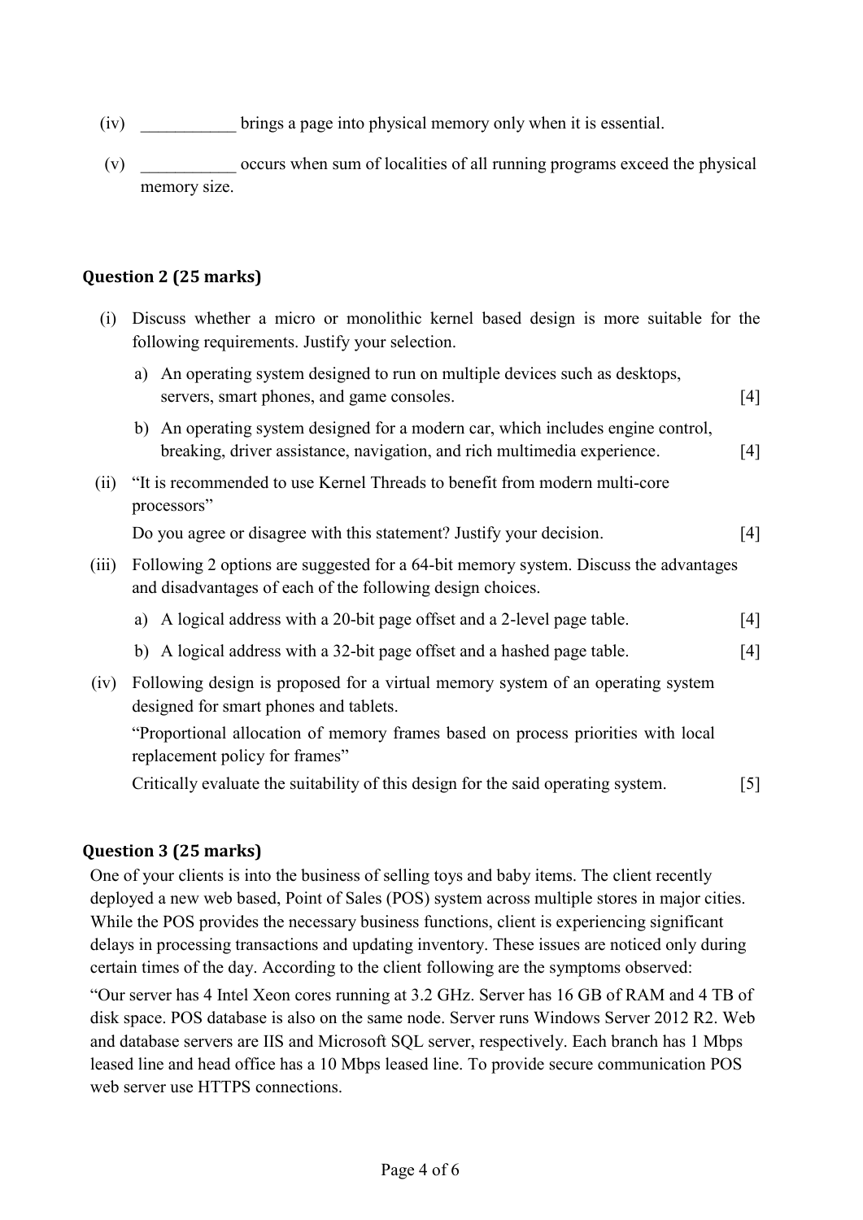(iv) \_\_\_\_\_\_\_\_\_\_\_ brings a page into physical memory only when it is essential.

(v) \_\_\_\_\_\_\_\_\_\_\_ occurs when sum of localities of all running programs exceed the physical memory size.

### Question 2 (25 marks)

(i) Discuss whether a micro or monolithic kernel based design is more suitable for the following requirements. Justify your selection.

  a) An operating system designed to run on multiple devices such as desktops, servers, smart phones, and game consoles. [4]

  b) An operating system designed for a modern car, which includes engine control, breaking, driver assistance, navigation, and rich multimedia experience. [4]

(ii) "It is recommended to use Kernel Threads to benefit from modern multi-core processors"

  Do you agree or disagree with this statement? Justify your decision. [4]

(iii) Following 2 options are suggested for a 64-bit memory system. Discuss the advantages and disadvantages of each of the following design choices.

  a) A logical address with a 20-bit page offset and a 2-level page table. [4]

  b) A logical address with a 32-bit page offset and a hashed page table. [4]

(iv) Following design is proposed for a virtual memory system of an operating system designed for smart phones and tablets.

  "Proportional allocation of memory frames based on process priorities with local replacement policy for frames"

  Critically evaluate the suitability of this design for the said operating system. [5]

### Question 3 (25 marks)

One of your clients is into the business of selling toys and baby items. The client recently deployed a new web based, Point of Sales (POS) system across multiple stores in major cities. While the POS provides the necessary business functions, client is experiencing significant delays in processing transactions and updating inventory. These issues are noticed only during certain times of the day. According to the client following are the symptoms observed:

"Our server has 4 Intel Xeon cores running at 3.2 GHz. Server has 16 GB of RAM and 4 TB of disk space. POS database is also on the same node. Server runs Windows Server 2012 R2. Web and database servers are IIS and Microsoft SQL server, respectively. Each branch has 1 Mbps leased line and head office has a 10 Mbps leased line. To provide secure communication POS web server use HTTPS connections.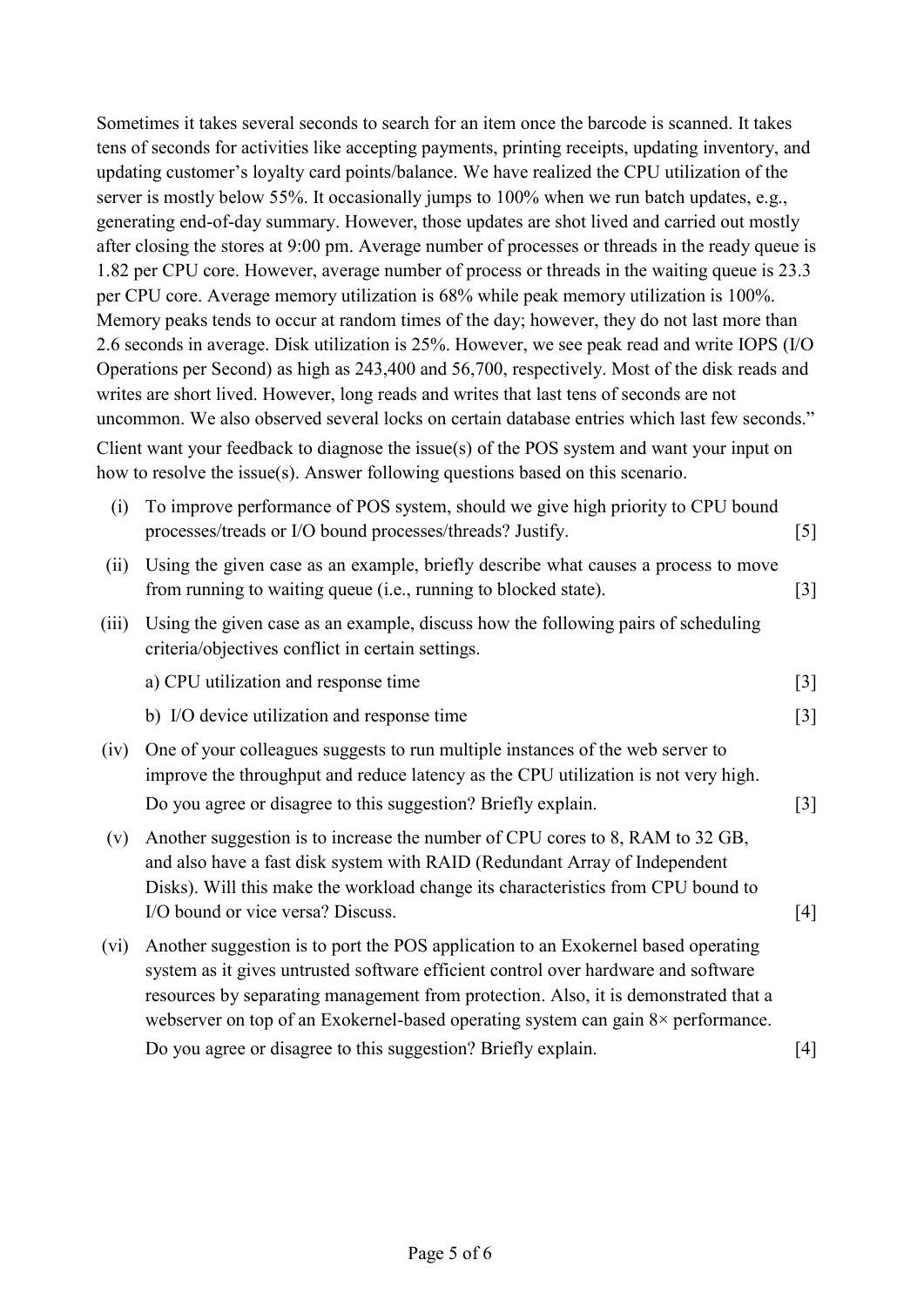Sometimes it takes several seconds to search for an item once the barcode is scanned. It takes tens of seconds for activities like accepting payments, printing receipts, updating inventory, and updating customer's loyalty card points/balance. We have realized the CPU utilization of the server is mostly below 55%. It occasionally jumps to 100% when we run batch updates, e.g., generating end-of-day summary. However, those updates are shot lived and carried out mostly after closing the stores at 9:00 pm. Average number of processes or threads in the ready queue is 1.82 per CPU core. However, average number of process or threads in the waiting queue is 23.3 per CPU core. Average memory utilization is 68% while peak memory utilization is 100%. Memory peaks tends to occur at random times of the day; however, they do not last more than 2.6 seconds in average. Disk utilization is 25%. However, we see peak read and write IOPS (I/O Operations per Second) as high as 243,400 and 56,700, respectively. Most of the disk reads and writes are short lived. However, long reads and writes that last tens of seconds are not uncommon. We also observed several locks on certain database entries which last few seconds."

Client want your feedback to diagnose the issue(s) of the POS system and want your input on how to resolve the issue(s). Answer following questions based on this scenario.

(i) To improve performance of POS system, should we give high priority to CPU bound processes/treads or I/O bound processes/threads? Justify. [5]

(ii) Using the given case as an example, briefly describe what causes a process to move from running to waiting queue (i.e., running to blocked state). [3]

(iii) Using the given case as an example, discuss how the following pairs of scheduling criteria/objectives conflict in certain settings.

a) CPU utilization and response time [3]

b) I/O device utilization and response time [3]

(iv) One of your colleagues suggests to run multiple instances of the web server to improve the throughput and reduce latency as the CPU utilization is not very high. Do you agree or disagree to this suggestion? Briefly explain. [3]

(v) Another suggestion is to increase the number of CPU cores to 8, RAM to 32 GB, and also have a fast disk system with RAID (Redundant Array of Independent Disks). Will this make the workload change its characteristics from CPU bound to I/O bound or vice versa? Discuss. [4]

(vi) Another suggestion is to port the POS application to an Exokernel based operating system as it gives untrusted software efficient control over hardware and software resources by separating management from protection. Also, it is demonstrated that a webserver on top of an Exokernel-based operating system can gain 8× performance. Do you agree or disagree to this suggestion? Briefly explain. [4]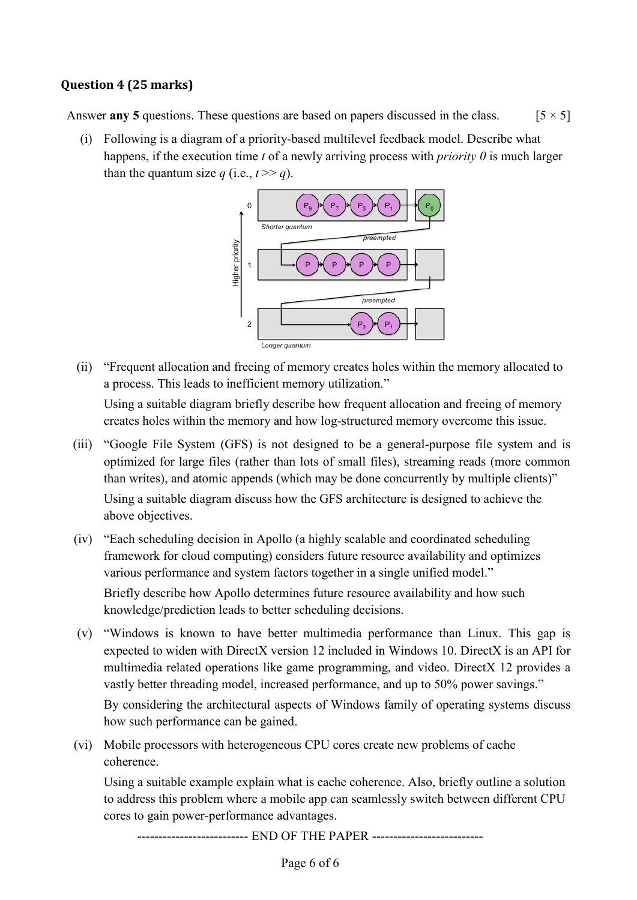**Question 4 (25 marks)**

Answer **any 5** questions. These questions are based on papers discussed in the class. [5 × 5]

(i) Following is a diagram of a priority-based multilevel feedback model. Describe what happens, if the execution time $t$ of a newly arriving process with *priority 0* is much larger than the quantum size $q$ (i.e., $t >> q$).

0

$P_9$ $P_7$ $P_3$ $P_1$ $P_0$

Shorter quantum

preempted

Higher priority

1

P P P P

preempted

2

$P_3$ $P_1$

Longer quantum

(ii) "Frequent allocation and freeing of memory creates holes within the memory allocated to a process. This leads to inefficient memory utilization."

Using a suitable diagram briefly describe how frequent allocation and freeing of memory creates holes within the memory and how log-structured memory overcome this issue.

(iii) "Google File System (GFS) is not designed to be a general-purpose file system and is optimized for large files (rather than lots of small files), streaming reads (more common than writes), and atomic appends (which may be done concurrently by multiple clients)"

Using a suitable diagram discuss how the GFS architecture is designed to achieve the above objectives.

(iv) "Each scheduling decision in Apollo (a highly scalable and coordinated scheduling framework for cloud computing) considers future resource availability and optimizes various performance and system factors together in a single unified model."

Briefly describe how Apollo determines future resource availability and how such knowledge/prediction leads to better scheduling decisions.

(v) "Windows is known to have better multimedia performance than Linux. This gap is expected to widen with DirectX version 12 included in Windows 10. DirectX is an API for multimedia related operations like game programming, and video. DirectX 12 provides a vastly better threading model, increased performance, and up to 50% power savings."

By considering the architectural aspects of Windows family of operating systems discuss how such performance can be gained.

(vi) Mobile processors with heterogeneous CPU cores create new problems of cache coherence.

Using a suitable example explain what is cache coherence. Also, briefly outline a solution to address this problem where a mobile app can seamlessly switch between different CPU cores to gain power-performance advantages.

-------------------------- END OF THE PAPER --------------------------